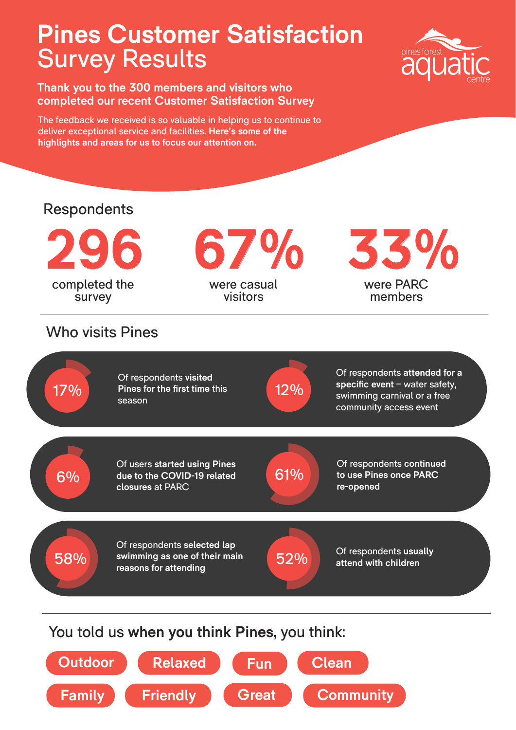# Pines Customer Satisfaction Survey Results

pines forest aquatic centre

**Thank you to the 300 members and visitors who completed our recent Customer Satisfaction Survey**

The feedback we received is so valuable in helping us to continue to deliver exceptional service and facilities. **Here's some of the highlights and areas for us to focus our attention on.**

## Respondents

**296** completed the survey

**67%** were casual visitors

**33%** were PARC members

## Who visits Pines

**17%** Of respondents **visited Pines for the first time** this season

**12%** Of respondents **attended for a specific event** – water safety, swimming carnival or a free community access event

**6%** Of users **started using Pines due to the COVID-19 related closures** at PARC

**61%** Of respondents **continued to use Pines once PARC re-opened**

**58%** Of respondents **selected lap swimming as one of their main reasons for attending**

**52%** Of respondents **usually attend with children**

## You told us **when you think Pines**, you think:

- Outdoor
- Relaxed
- Fun
- Clean
- Family
- Friendly
- Great
- Community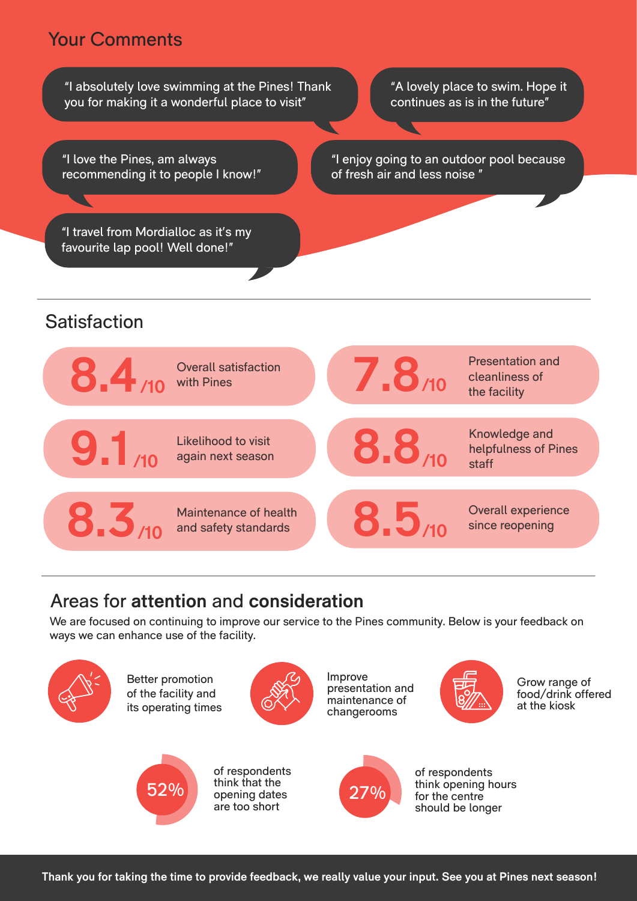## Your Comments

"I absolutely love swimming at the Pines! Thank you for making it a wonderful place to visit"

"A lovely place to swim. Hope it continues as is in the future"

"I love the Pines, am always recommending it to people I know!"

"I enjoy going to an outdoor pool because of fresh air and less noise "

"I travel from Mordialloc as it's my favourite lap pool! Well done!"

## Satisfaction

**8.4** /10 Overall satisfaction with Pines

**7.8** /10 Presentation and cleanliness of the facility

**9.1** /10 Likelihood to visit again next season

**8.8** /10 Knowledge and helpfulness of Pines staff

**8.3** /10 Maintenance of health and safety standards

**8.5** /10 Overall experience since reopening

## Areas for **attention** and **consideration**

We are focused on continuing to improve our service to the Pines community. Below is your feedback on ways we can enhance use of the facility.

- Better promotion of the facility and its operating times
- Improve presentation and maintenance of changerooms
- Grow range of food/drink offered at the kiosk

**52%** of respondents think that the opening dates are too short

**27%** of respondents think opening hours for the centre should be longer

**Thank you for taking the time to provide feedback, we really value your input. See you at Pines next season!**